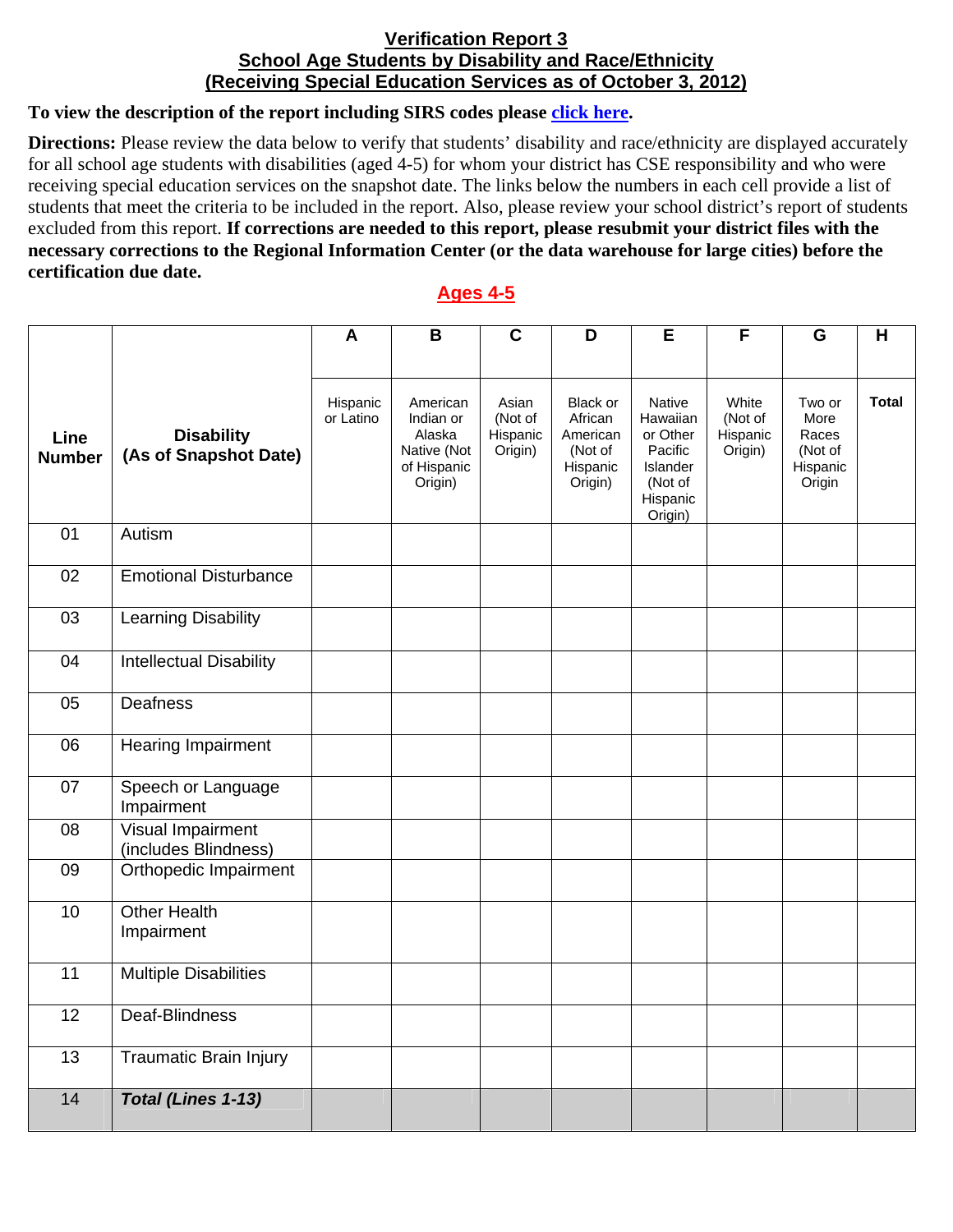# Verification Report 3
## School Age Students by Disability and Race/Ethnicity
## (Receiving Special Education Services as of October 3, 2012)

**To view the description of the report including SIRS codes please click here.**

**Directions:** Please review the data below to verify that students' disability and race/ethnicity are displayed accurately for all school age students with disabilities (aged 4-5) for whom your district has CSE responsibility and who were receiving special education services on the snapshot date. The links below the numbers in each cell provide a list of students that meet the criteria to be included in the report. Also, please review your school district's report of students excluded from this report. **If corrections are needed to this report, please resubmit your district files with the necessary corrections to the Regional Information Center (or the data warehouse for large cities) before the certification due date.**

## Ages 4-5

| Line Number | Disability (As of Snapshot Date) | A | B | C | D | E | F | G | H |
|---|---|---|---|---|---|---|---|---|---|
| | | Hispanic or Latino | American Indian or Alaska Native (Not of Hispanic Origin) | Asian (Not of Hispanic Origin) | Black or African American (Not of Hispanic Origin) | Native Hawaiian or Other Pacific Islander (Not of Hispanic Origin) | White (Not of Hispanic Origin) | Two or More Races (Not of Hispanic Origin | **Total** |
| 01 | Autism | | | | | | | | |
| 02 | Emotional Disturbance | | | | | | | | |
| 03 | Learning Disability | | | | | | | | |
| 04 | Intellectual Disability | | | | | | | | |
| 05 | Deafness | | | | | | | | |
| 06 | Hearing Impairment | | | | | | | | |
| 07 | Speech or Language Impairment | | | | | | | | |
| 08 | Visual Impairment (includes Blindness) | | | | | | | | |
| 09 | Orthopedic Impairment | | | | | | | | |
| 10 | Other Health Impairment | | | | | | | | |
| 11 | Multiple Disabilities | | | | | | | | |
| 12 | Deaf-Blindness | | | | | | | | |
| 13 | Traumatic Brain Injury | | | | | | | | |
| 14 | ***Total (Lines 1-13)*** | | | | | | | | |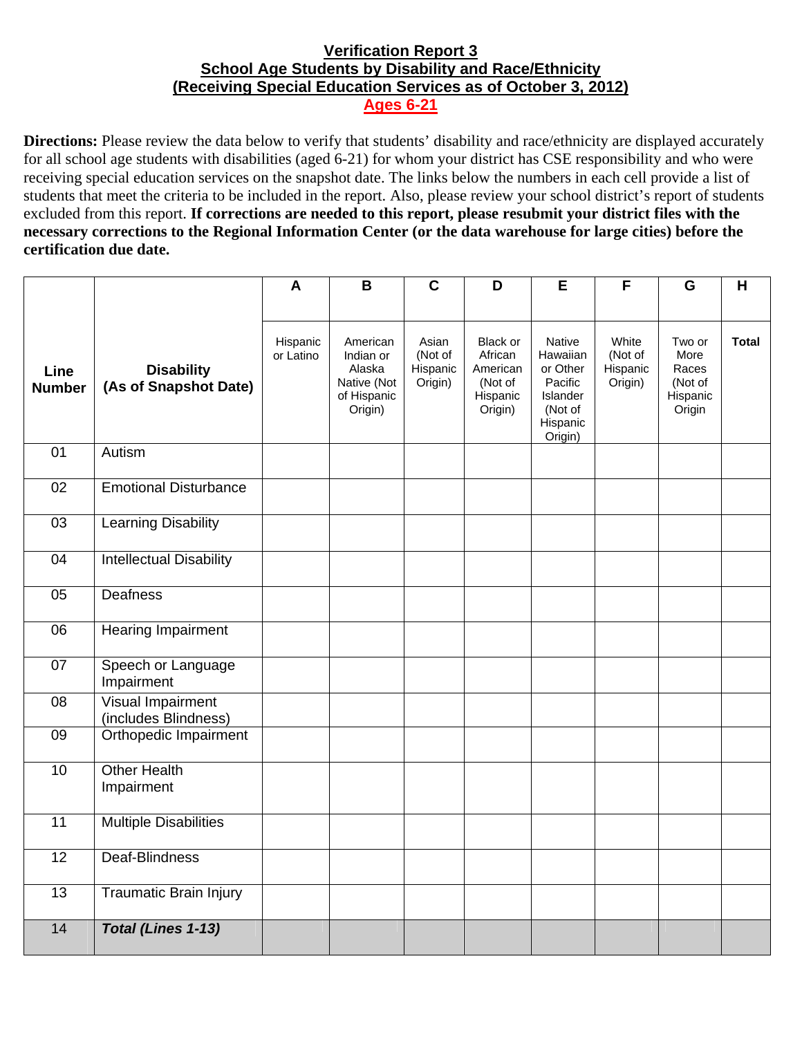# Verification Report 3
## School Age Students by Disability and Race/Ethnicity
## (Receiving Special Education Services as of October 3, 2012)
## Ages 6-21

**Directions:** Please review the data below to verify that students' disability and race/ethnicity are displayed accurately for all school age students with disabilities (aged 6-21) for whom your district has CSE responsibility and who were receiving special education services on the snapshot date. The links below the numbers in each cell provide a list of students that meet the criteria to be included in the report. Also, please review your school district's report of students excluded from this report. **If corrections are needed to this report, please resubmit your district files with the necessary corrections to the Regional Information Center (or the data warehouse for large cities) before the certification due date.**

| | | A | B | C | D | E | F | G | H |
|---|---|---|---|---|---|---|---|---|---|
| **Line Number** | **Disability (As of Snapshot Date)** | Hispanic or Latino | American Indian or Alaska Native (Not of Hispanic Origin) | Asian (Not of Hispanic Origin) | Black or African American (Not of Hispanic Origin) | Native Hawaiian or Other Pacific Islander (Not of Hispanic Origin) | White (Not of Hispanic Origin) | Two or More Races (Not of Hispanic Origin | **Total** |
| 01 | Autism | | | | | | | | |
| 02 | Emotional Disturbance | | | | | | | | |
| 03 | Learning Disability | | | | | | | | |
| 04 | Intellectual Disability | | | | | | | | |
| 05 | Deafness | | | | | | | | |
| 06 | Hearing Impairment | | | | | | | | |
| 07 | Speech or Language Impairment | | | | | | | | |
| 08 | Visual Impairment (includes Blindness) | | | | | | | | |
| 09 | Orthopedic Impairment | | | | | | | | |
| 10 | Other Health Impairment | | | | | | | | |
| 11 | Multiple Disabilities | | | | | | | | |
| 12 | Deaf-Blindness | | | | | | | | |
| 13 | Traumatic Brain Injury | | | | | | | | |
| 14 | ***Total (Lines 1-13)*** | | | | | | | | |